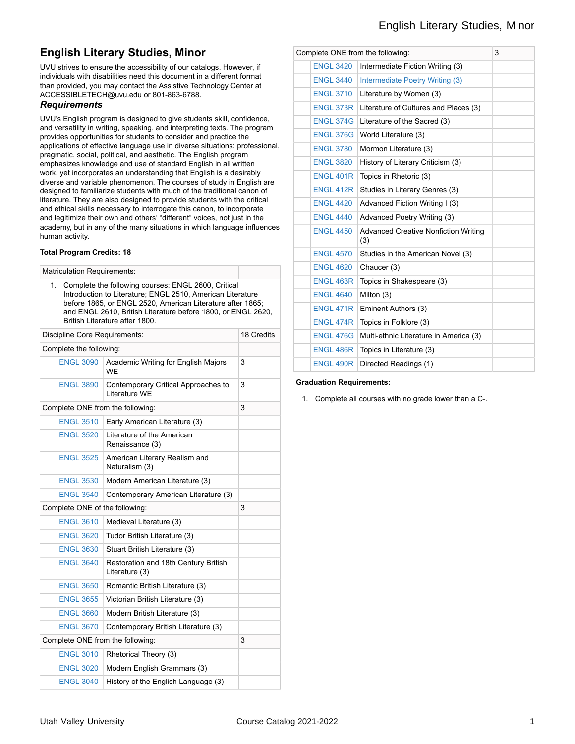# English Literary Studies, Minor

UVU strives to ensure the accessibility of our catalogs. However, if individuals with disabilities need this document in a different format than provided, you may contact the Assistive Technology Center at ACCESSIBLETECH@uvu.edu or 801-863-6788.

### *Requirements*

UVU's English program is designed to give students skill, confidence, and versatility in writing, speaking, and interpreting texts. The program provides opportunities for students to consider and practice the applications of effective language use in diverse situations: professional, pragmatic, social, political, and aesthetic. The English program emphasizes knowledge and use of standard English in all written work, yet incorporates an understanding that English is a desirably diverse and variable phenomenon. The courses of study in English are designed to familiarize students with much of the traditional canon of literature. They are also designed to provide students with the critical and ethical skills necessary to interrogate this canon, to incorporate and legitimize their own and others' "different" voices, not just in the academy, but in any of the many situations in which language influences human activity.

**Total Program Credits: 18**

| Matriculation Requirements: | | | |
|---|---|---|---|
| 1. Complete the following courses: ENGL 2600, Critical Introduction to Literature; ENGL 2510, American Literature before 1865, or ENGL 2520, American Literature after 1865; and ENGL 2610, British Literature before 1800, or ENGL 2620, British Literature after 1800. | | | |
| Discipline Core Requirements: | | | 18 Credits |
| Complete the following: | | | |
| | ENGL 3090 | Academic Writing for English Majors WE | 3 |
| | ENGL 3890 | Contemporary Critical Approaches to Literature WE | 3 |
| Complete ONE from the following: | | | 3 |
| | ENGL 3510 | Early American Literature (3) | |
| | ENGL 3520 | Literature of the American Renaissance (3) | |
| | ENGL 3525 | American Literary Realism and Naturalism (3) | |
| | ENGL 3530 | Modern American Literature (3) | |
| | ENGL 3540 | Contemporary American Literature (3) | |
| Complete ONE of the following: | | | 3 |
| | ENGL 3610 | Medieval Literature (3) | |
| | ENGL 3620 | Tudor British Literature (3) | |
| | ENGL 3630 | Stuart British Literature (3) | |
| | ENGL 3640 | Restoration and 18th Century British Literature (3) | |
| | ENGL 3650 | Romantic British Literature (3) | |
| | ENGL 3655 | Victorian British Literature (3) | |
| | ENGL 3660 | Modern British Literature (3) | |
| | ENGL 3670 | Contemporary British Literature (3) | |
| Complete ONE from the following: | | | 3 |
| | ENGL 3010 | Rhetorical Theory (3) | |
| | ENGL 3020 | Modern English Grammars (3) | |
| | ENGL 3040 | History of the English Language (3) | |
| Complete ONE from the following: | | | 3 |
| | ENGL 3420 | Intermediate Fiction Writing (3) | |
| | ENGL 3440 | Intermediate Poetry Writing (3) | |
| | ENGL 3710 | Literature by Women (3) | |
| | ENGL 373R | Literature of Cultures and Places (3) | |
| | ENGL 374G | Literature of the Sacred (3) | |
| | ENGL 376G | World Literature (3) | |
| | ENGL 3780 | Mormon Literature (3) | |
| | ENGL 3820 | History of Literary Criticism (3) | |
| | ENGL 401R | Topics in Rhetoric (3) | |
| | ENGL 412R | Studies in Literary Genres (3) | |
| | ENGL 4420 | Advanced Fiction Writing I (3) | |
| | ENGL 4440 | Advanced Poetry Writing (3) | |
| | ENGL 4450 | Advanced Creative Nonfiction Writing (3) | |
| | ENGL 4570 | Studies in the American Novel (3) | |
| | ENGL 4620 | Chaucer (3) | |
| | ENGL 463R | Topics in Shakespeare (3) | |
| | ENGL 4640 | Milton (3) | |
| | ENGL 471R | Eminent Authors (3) | |
| | ENGL 474R | Topics in Folklore (3) | |
| | ENGL 476G | Multi-ethnic Literature in America (3) | |
| | ENGL 486R | Topics in Literature (3) | |
| | ENGL 490R | Directed Readings (1) | |

**Graduation Requirements:**

1. Complete all courses with no grade lower than a C-.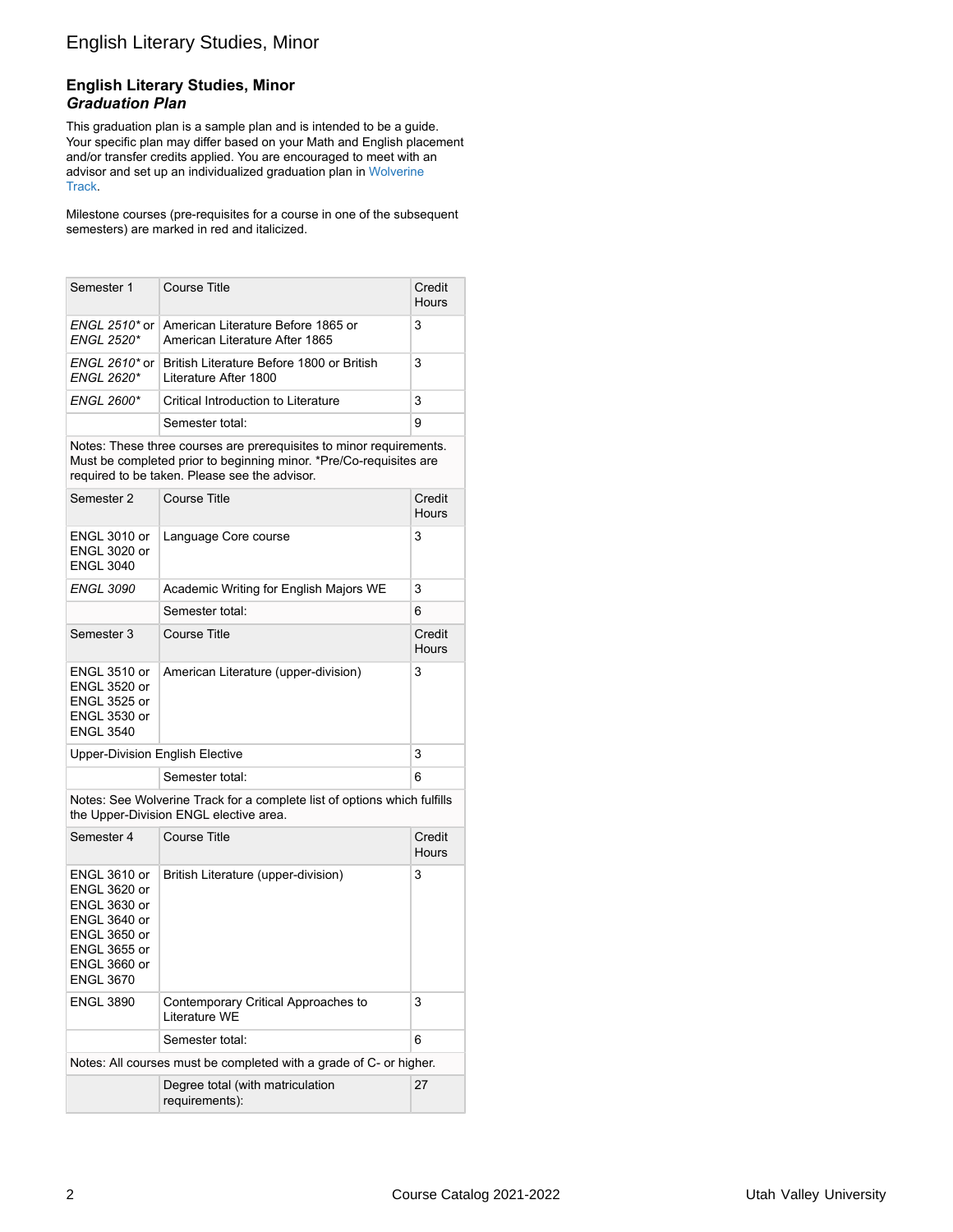# English Literary Studies, Minor

### English Literary Studies, Minor
### *Graduation Plan*

This graduation plan is a sample plan and is intended to be a guide. Your specific plan may differ based on your Math and English placement and/or transfer credits applied. You are encouraged to meet with an advisor and set up an individualized graduation plan in Wolverine Track.

Milestone courses (pre-requisites for a course in one of the subsequent semesters) are marked in red and italicized.

| Semester 1 | Course Title | Credit Hours |
|---|---|---|
| *ENGL 2510** or *ENGL 2520** | American Literature Before 1865 or American Literature After 1865 | 3 |
| *ENGL 2610** or *ENGL 2620** | British Literature Before 1800 or British Literature After 1800 | 3 |
| *ENGL 2600** | Critical Introduction to Literature | 3 |
| | Semester total: | 9 |
| Notes: These three courses are prerequisites to minor requirements. Must be completed prior to beginning minor. *Pre/Co-requisites are required to be taken. Please see the advisor. | | |
| **Semester 2** | **Course Title** | **Credit Hours** |
| ENGL 3010 or ENGL 3020 or ENGL 3040 | Language Core course | 3 |
| *ENGL 3090* | Academic Writing for English Majors WE | 3 |
| | Semester total: | 6 |
| **Semester 3** | **Course Title** | **Credit Hours** |
| ENGL 3510 or ENGL 3520 or ENGL 3525 or ENGL 3530 or ENGL 3540 | American Literature (upper-division) | 3 |
| Upper-Division English Elective | | 3 |
| | Semester total: | 6 |
| Notes: See Wolverine Track for a complete list of options which fulfills the Upper-Division ENGL elective area. | | |
| **Semester 4** | **Course Title** | **Credit Hours** |
| ENGL 3610 or ENGL 3620 or ENGL 3630 or ENGL 3640 or ENGL 3650 or ENGL 3655 or ENGL 3660 or ENGL 3670 | British Literature (upper-division) | 3 |
| ENGL 3890 | Contemporary Critical Approaches to Literature WE | 3 |
| | Semester total: | 6 |
| Notes: All courses must be completed with a grade of C- or higher. | | |
| | Degree total (with matriculation requirements): | 27 |